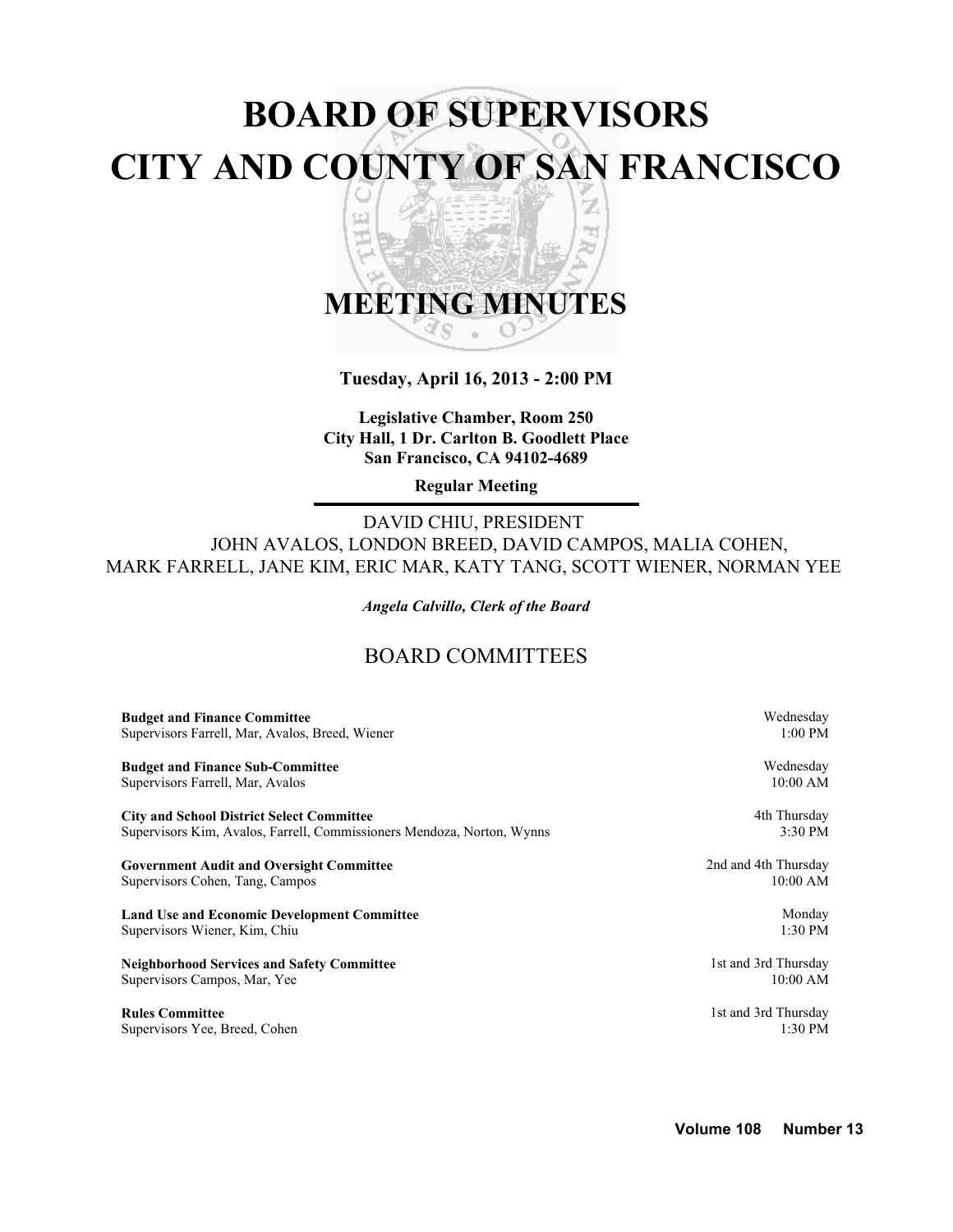# BOARD OF SUPERVISORS
# CITY AND COUNTY OF SAN FRANCISCO

## MEETING MINUTES

**Tuesday, April 16, 2013 - 2:00 PM**

**Legislative Chamber, Room 250**
**City Hall, 1 Dr. Carlton B. Goodlett Place**
**San Francisco, CA 94102-4689**

**Regular Meeting**

DAVID CHIU, PRESIDENT
JOHN AVALOS, LONDON BREED, DAVID CAMPOS, MALIA COHEN,
MARK FARRELL, JANE KIM, ERIC MAR, KATY TANG, SCOTT WIENER, NORMAN YEE

***Angela Calvillo, Clerk of the Board***

## BOARD COMMITTEES

| | |
|---|---|
| **Budget and Finance Committee**<br>Supervisors Farrell, Mar, Avalos, Breed, Wiener | Wednesday<br>1:00 PM |
| **Budget and Finance Sub-Committee**<br>Supervisors Farrell, Mar, Avalos | Wednesday<br>10:00 AM |
| **City and School District Select Committee**<br>Supervisors Kim, Avalos, Farrell, Commissioners Mendoza, Norton, Wynns | 4th Thursday<br>3:30 PM |
| **Government Audit and Oversight Committee**<br>Supervisors Cohen, Tang, Campos | 2nd and 4th Thursday<br>10:00 AM |
| **Land Use and Economic Development Committee**<br>Supervisors Wiener, Kim, Chiu | Monday<br>1:30 PM |
| **Neighborhood Services and Safety Committee**<br>Supervisors Campos, Mar, Yee | 1st and 3rd Thursday<br>10:00 AM |
| **Rules Committee**<br>Supervisors Yee, Breed, Cohen | 1st and 3rd Thursday<br>1:30 PM |

**Volume 108 Number 13**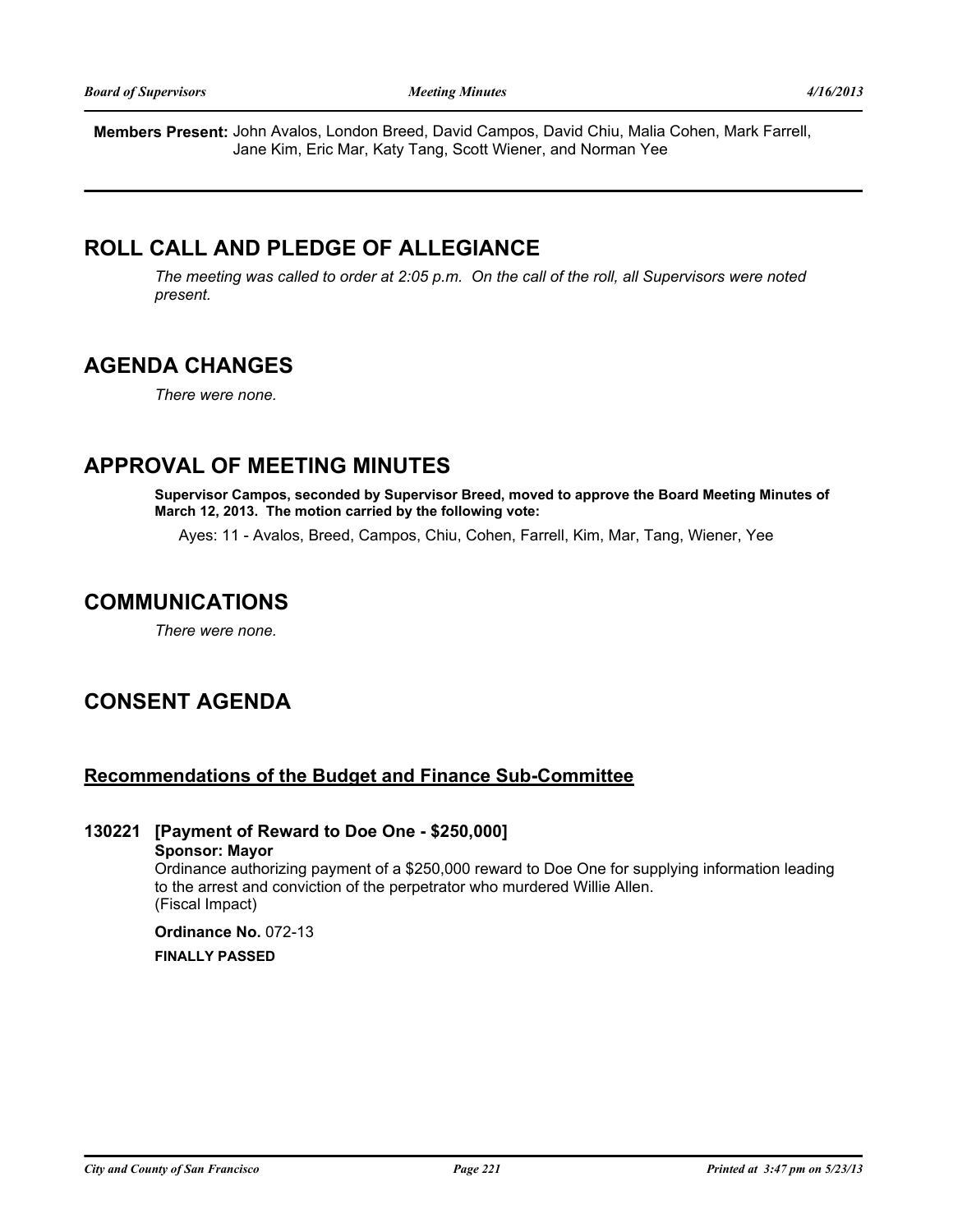**Members Present:** John Avalos, London Breed, David Campos, David Chiu, Malia Cohen, Mark Farrell, Jane Kim, Eric Mar, Katy Tang, Scott Wiener, and Norman Yee

## ROLL CALL AND PLEDGE OF ALLEGIANCE

*The meeting was called to order at 2:05 p.m. On the call of the roll, all Supervisors were noted present.*

## AGENDA CHANGES

*There were none.*

## APPROVAL OF MEETING MINUTES

**Supervisor Campos, seconded by Supervisor Breed, moved to approve the Board Meeting Minutes of March 12, 2013. The motion carried by the following vote:**

Ayes: 11 - Avalos, Breed, Campos, Chiu, Cohen, Farrell, Kim, Mar, Tang, Wiener, Yee

## COMMUNICATIONS

*There were none.*

## CONSENT AGENDA

### Recommendations of the Budget and Finance Sub-Committee

**130221 [Payment of Reward to Doe One - $250,000]**

**Sponsor: Mayor**

Ordinance authorizing payment of a $250,000 reward to Doe One for supplying information leading to the arrest and conviction of the perpetrator who murdered Willie Allen.
(Fiscal Impact)

**Ordinance No.** 072-13

**FINALLY PASSED**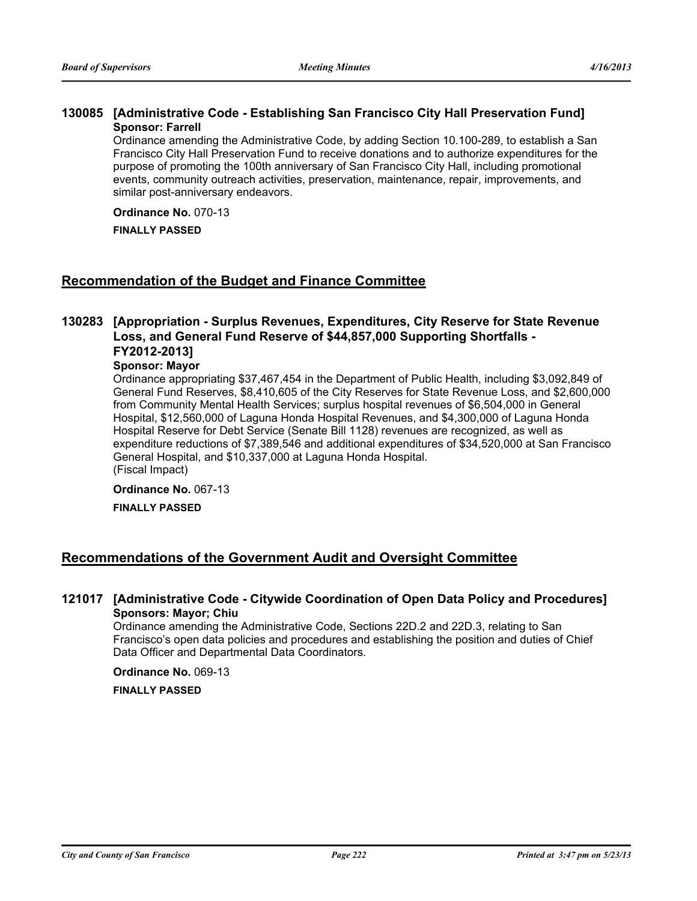### 130085 [Administrative Code - Establishing San Francisco City Hall Preservation Fund]

**Sponsor: Farrell**

Ordinance amending the Administrative Code, by adding Section 10.100-289, to establish a San Francisco City Hall Preservation Fund to receive donations and to authorize expenditures for the purpose of promoting the 100th anniversary of San Francisco City Hall, including promotional events, community outreach activities, preservation, maintenance, repair, improvements, and similar post-anniversary endeavors.

**Ordinance No.** 070-13

**FINALLY PASSED**

## Recommendation of the Budget and Finance Committee

### 130283 [Appropriation - Surplus Revenues, Expenditures, City Reserve for State Revenue Loss, and General Fund Reserve of $44,857,000 Supporting Shortfalls - FY2012-2013]

**Sponsor: Mayor**

Ordinance appropriating $37,467,454 in the Department of Public Health, including $3,092,849 of General Fund Reserves, $8,410,605 of the City Reserves for State Revenue Loss, and $2,600,000 from Community Mental Health Services; surplus hospital revenues of $6,504,000 in General Hospital, $12,560,000 of Laguna Honda Hospital Revenues, and $4,300,000 of Laguna Honda Hospital Reserve for Debt Service (Senate Bill 1128) revenues are recognized, as well as expenditure reductions of $7,389,546 and additional expenditures of $34,520,000 at San Francisco General Hospital, and $10,337,000 at Laguna Honda Hospital.
(Fiscal Impact)

**Ordinance No.** 067-13

**FINALLY PASSED**

## Recommendations of the Government Audit and Oversight Committee

### 121017 [Administrative Code - Citywide Coordination of Open Data Policy and Procedures]

**Sponsors: Mayor; Chiu**

Ordinance amending the Administrative Code, Sections 22D.2 and 22D.3, relating to San Francisco's open data policies and procedures and establishing the position and duties of Chief Data Officer and Departmental Data Coordinators.

**Ordinance No.** 069-13

**FINALLY PASSED**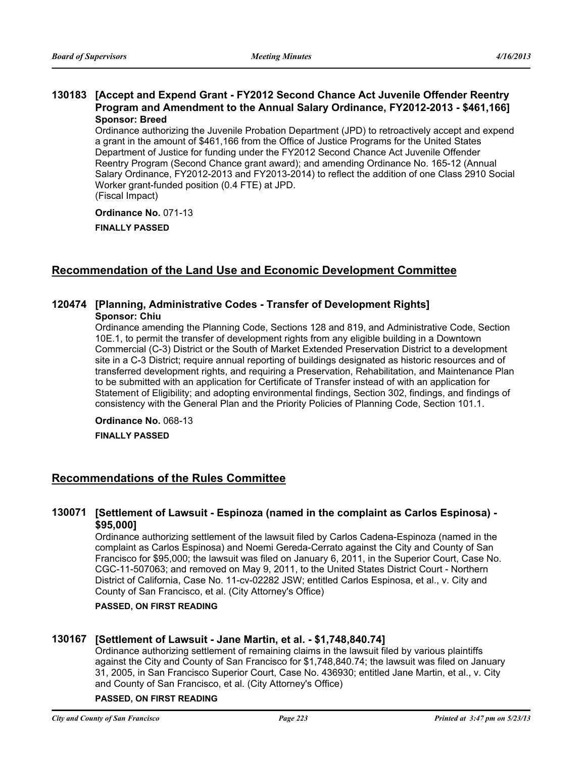### 130183 [Accept and Expend Grant - FY2012 Second Chance Act Juvenile Offender Reentry Program and Amendment to the Annual Salary Ordinance, FY2012-2013 - $461,166]

**Sponsor: Breed**

Ordinance authorizing the Juvenile Probation Department (JPD) to retroactively accept and expend a grant in the amount of $461,166 from the Office of Justice Programs for the United States Department of Justice for funding under the FY2012 Second Chance Act Juvenile Offender Reentry Program (Second Chance grant award); and amending Ordinance No. 165-12 (Annual Salary Ordinance, FY2012-2013 and FY2013-2014) to reflect the addition of one Class 2910 Social Worker grant-funded position (0.4 FTE) at JPD.
(Fiscal Impact)

**Ordinance No.** 071-13

**FINALLY PASSED**

## Recommendation of the Land Use and Economic Development Committee

### 120474 [Planning, Administrative Codes - Transfer of Development Rights]

**Sponsor: Chiu**

Ordinance amending the Planning Code, Sections 128 and 819, and Administrative Code, Section 10E.1, to permit the transfer of development rights from any eligible building in a Downtown Commercial (C-3) District or the South of Market Extended Preservation District to a development site in a C-3 District; require annual reporting of buildings designated as historic resources and of transferred development rights, and requiring a Preservation, Rehabilitation, and Maintenance Plan to be submitted with an application for Certificate of Transfer instead of with an application for Statement of Eligibility; and adopting environmental findings, Section 302, findings, and findings of consistency with the General Plan and the Priority Policies of Planning Code, Section 101.1.

**Ordinance No.** 068-13

**FINALLY PASSED**

## Recommendations of the Rules Committee

### 130071 [Settlement of Lawsuit - Espinoza (named in the complaint as Carlos Espinosa) - $95,000]

Ordinance authorizing settlement of the lawsuit filed by Carlos Cadena-Espinoza (named in the complaint as Carlos Espinosa) and Noemi Gereda-Cerrato against the City and County of San Francisco for $95,000; the lawsuit was filed on January 6, 2011, in the Superior Court, Case No. CGC-11-507063; and removed on May 9, 2011, to the United States District Court - Northern District of California, Case No. 11-cv-02282 JSW; entitled Carlos Espinosa, et al., v. City and County of San Francisco, et al. (City Attorney's Office)

**PASSED, ON FIRST READING**

### 130167 [Settlement of Lawsuit - Jane Martin, et al. - $1,748,840.74]

Ordinance authorizing settlement of remaining claims in the lawsuit filed by various plaintiffs against the City and County of San Francisco for $1,748,840.74; the lawsuit was filed on January 31, 2005, in San Francisco Superior Court, Case No. 436930; entitled Jane Martin, et al., v. City and County of San Francisco, et al. (City Attorney's Office)

**PASSED, ON FIRST READING**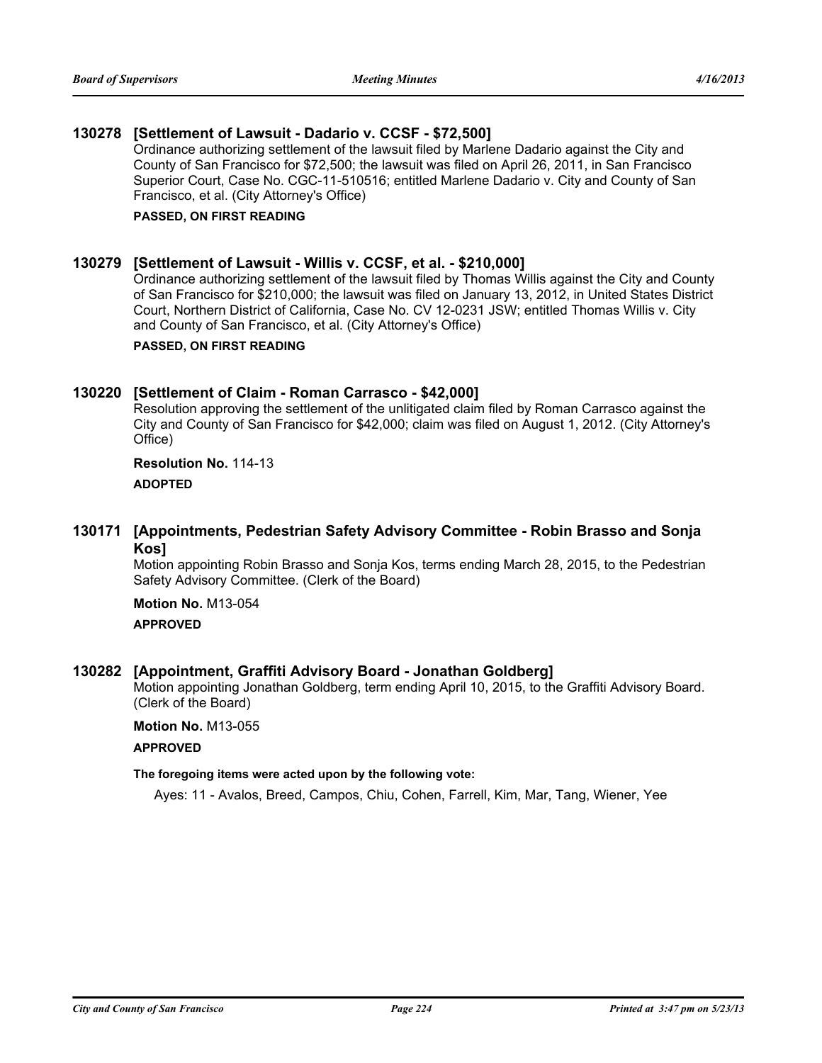### 130278 [Settlement of Lawsuit - Dadario v. CCSF - $72,500]

Ordinance authorizing settlement of the lawsuit filed by Marlene Dadario against the City and County of San Francisco for $72,500; the lawsuit was filed on April 26, 2011, in San Francisco Superior Court, Case No. CGC-11-510516; entitled Marlene Dadario v. City and County of San Francisco, et al. (City Attorney's Office)

**PASSED, ON FIRST READING**

### 130279 [Settlement of Lawsuit - Willis v. CCSF, et al. - $210,000]

Ordinance authorizing settlement of the lawsuit filed by Thomas Willis against the City and County of San Francisco for $210,000; the lawsuit was filed on January 13, 2012, in United States District Court, Northern District of California, Case No. CV 12-0231 JSW; entitled Thomas Willis v. City and County of San Francisco, et al. (City Attorney's Office)

**PASSED, ON FIRST READING**

### 130220 [Settlement of Claim - Roman Carrasco - $42,000]

Resolution approving the settlement of the unlitigated claim filed by Roman Carrasco against the City and County of San Francisco for $42,000; claim was filed on August 1, 2012. (City Attorney's Office)

**Resolution No.** 114-13

**ADOPTED**

### 130171 [Appointments, Pedestrian Safety Advisory Committee - Robin Brasso and Sonja Kos]

Motion appointing Robin Brasso and Sonja Kos, terms ending March 28, 2015, to the Pedestrian Safety Advisory Committee. (Clerk of the Board)

**Motion No.** M13-054

**APPROVED**

### 130282 [Appointment, Graffiti Advisory Board - Jonathan Goldberg]

Motion appointing Jonathan Goldberg, term ending April 10, 2015, to the Graffiti Advisory Board. (Clerk of the Board)

**Motion No.** M13-055

**APPROVED**

**The foregoing items were acted upon by the following vote:**

Ayes: 11 - Avalos, Breed, Campos, Chiu, Cohen, Farrell, Kim, Mar, Tang, Wiener, Yee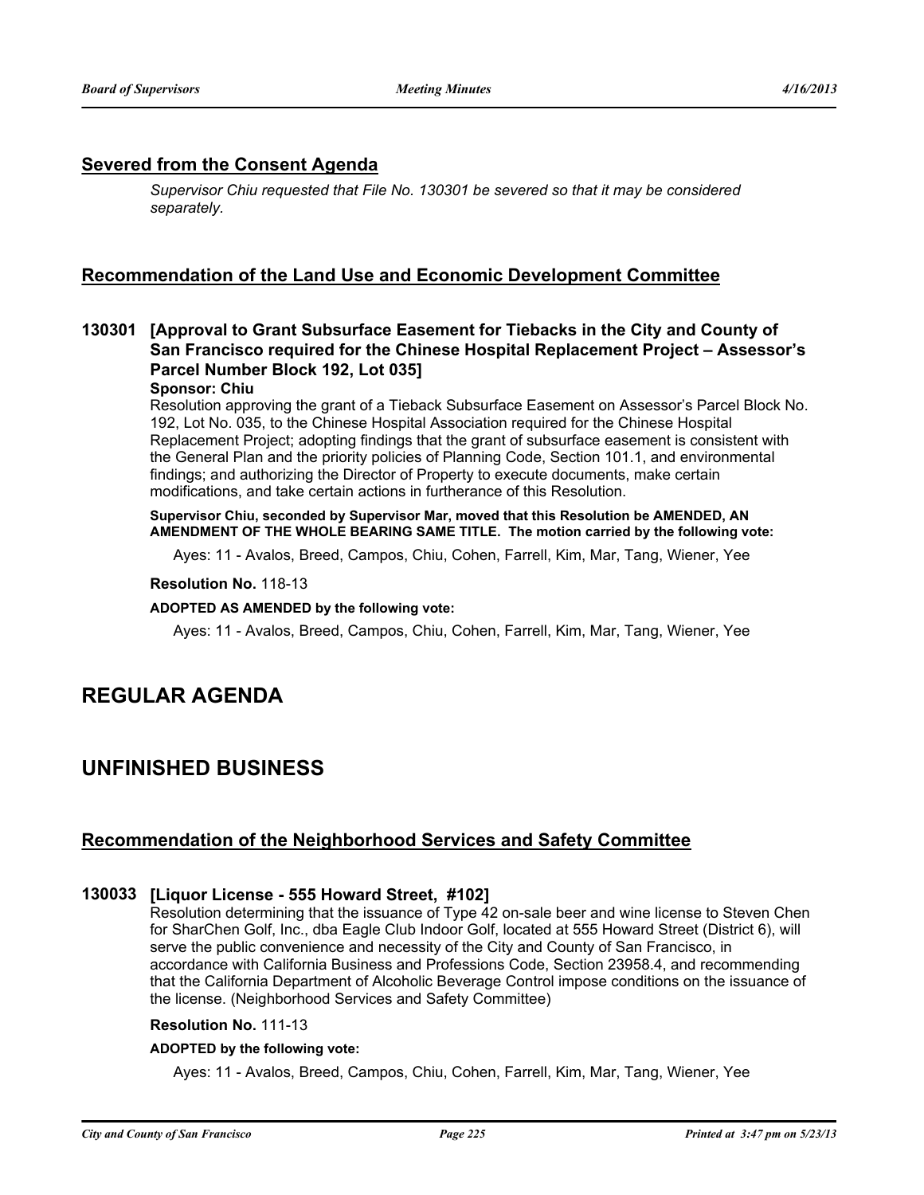## Severed from the Consent Agenda

*Supervisor Chiu requested that File No. 130301 be severed so that it may be considered separately.*

## Recommendation of the Land Use and Economic Development Committee

### 130301 [Approval to Grant Subsurface Easement for Tiebacks in the City and County of San Francisco required for the Chinese Hospital Replacement Project – Assessor's Parcel Number Block 192, Lot 035]

**Sponsor: Chiu**

Resolution approving the grant of a Tieback Subsurface Easement on Assessor's Parcel Block No. 192, Lot No. 035, to the Chinese Hospital Association required for the Chinese Hospital Replacement Project; adopting findings that the grant of subsurface easement is consistent with the General Plan and the priority policies of Planning Code, Section 101.1, and environmental findings; and authorizing the Director of Property to execute documents, make certain modifications, and take certain actions in furtherance of this Resolution.

**Supervisor Chiu, seconded by Supervisor Mar, moved that this Resolution be AMENDED, AN AMENDMENT OF THE WHOLE BEARING SAME TITLE. The motion carried by the following vote:**

Ayes: 11 - Avalos, Breed, Campos, Chiu, Cohen, Farrell, Kim, Mar, Tang, Wiener, Yee

**Resolution No.** 118-13

**ADOPTED AS AMENDED by the following vote:**

Ayes: 11 - Avalos, Breed, Campos, Chiu, Cohen, Farrell, Kim, Mar, Tang, Wiener, Yee

# REGULAR AGENDA

# UNFINISHED BUSINESS

## Recommendation of the Neighborhood Services and Safety Committee

### 130033 [Liquor License - 555 Howard Street, #102]

Resolution determining that the issuance of Type 42 on-sale beer and wine license to Steven Chen for SharChen Golf, Inc., dba Eagle Club Indoor Golf, located at 555 Howard Street (District 6), will serve the public convenience and necessity of the City and County of San Francisco, in accordance with California Business and Professions Code, Section 23958.4, and recommending that the California Department of Alcoholic Beverage Control impose conditions on the issuance of the license. (Neighborhood Services and Safety Committee)

**Resolution No.** 111-13

**ADOPTED by the following vote:**

Ayes: 11 - Avalos, Breed, Campos, Chiu, Cohen, Farrell, Kim, Mar, Tang, Wiener, Yee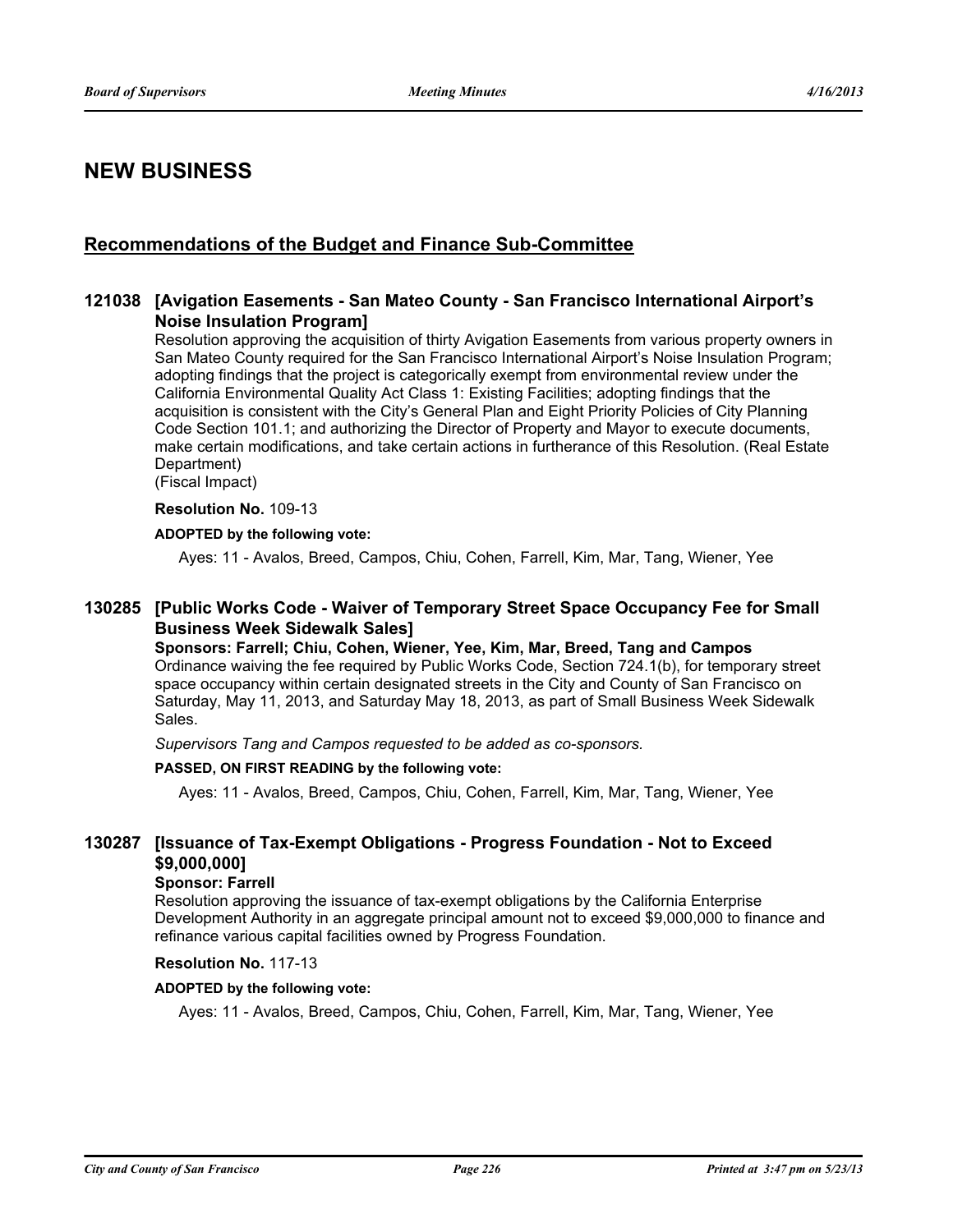# NEW BUSINESS

## Recommendations of the Budget and Finance Sub-Committee

### 121038 [Avigation Easements - San Mateo County - San Francisco International Airport's Noise Insulation Program]

Resolution approving the acquisition of thirty Avigation Easements from various property owners in San Mateo County required for the San Francisco International Airport's Noise Insulation Program; adopting findings that the project is categorically exempt from environmental review under the California Environmental Quality Act Class 1: Existing Facilities; adopting findings that the acquisition is consistent with the City's General Plan and Eight Priority Policies of City Planning Code Section 101.1; and authorizing the Director of Property and Mayor to execute documents, make certain modifications, and take certain actions in furtherance of this Resolution. (Real Estate Department)
(Fiscal Impact)

**Resolution No.** 109-13

**ADOPTED by the following vote:**

Ayes: 11 - Avalos, Breed, Campos, Chiu, Cohen, Farrell, Kim, Mar, Tang, Wiener, Yee

### 130285 [Public Works Code - Waiver of Temporary Street Space Occupancy Fee for Small Business Week Sidewalk Sales]

**Sponsors: Farrell; Chiu, Cohen, Wiener, Yee, Kim, Mar, Breed, Tang and Campos**

Ordinance waiving the fee required by Public Works Code, Section 724.1(b), for temporary street space occupancy within certain designated streets in the City and County of San Francisco on Saturday, May 11, 2013, and Saturday May 18, 2013, as part of Small Business Week Sidewalk Sales.

*Supervisors Tang and Campos requested to be added as co-sponsors.*

**PASSED, ON FIRST READING by the following vote:**

Ayes: 11 - Avalos, Breed, Campos, Chiu, Cohen, Farrell, Kim, Mar, Tang, Wiener, Yee

### 130287 [Issuance of Tax-Exempt Obligations - Progress Foundation - Not to Exceed $9,000,000]

**Sponsor: Farrell**

Resolution approving the issuance of tax-exempt obligations by the California Enterprise Development Authority in an aggregate principal amount not to exceed $9,000,000 to finance and refinance various capital facilities owned by Progress Foundation.

**Resolution No.** 117-13

**ADOPTED by the following vote:**

Ayes: 11 - Avalos, Breed, Campos, Chiu, Cohen, Farrell, Kim, Mar, Tang, Wiener, Yee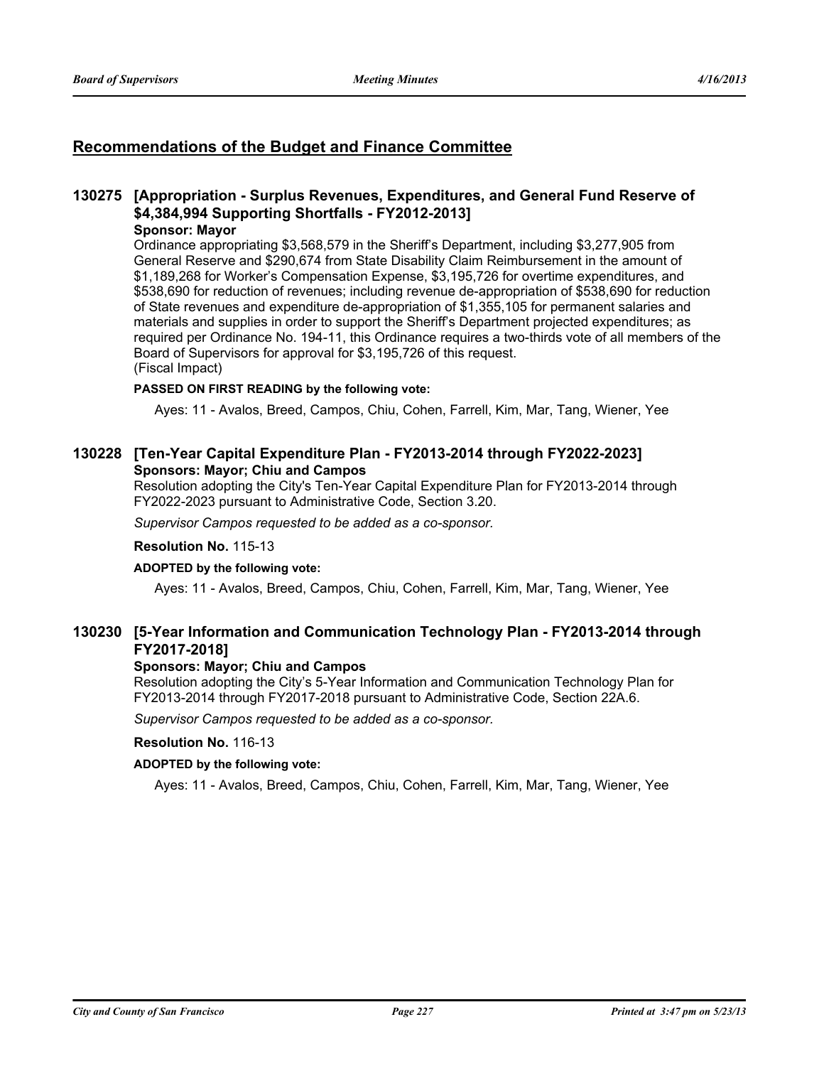## Recommendations of the Budget and Finance Committee

### 130275 [Appropriation - Surplus Revenues, Expenditures, and General Fund Reserve of $4,384,994 Supporting Shortfalls - FY2012-2013]

**Sponsor: Mayor**

Ordinance appropriating $3,568,579 in the Sheriff's Department, including $3,277,905 from General Reserve and $290,674 from State Disability Claim Reimbursement in the amount of $1,189,268 for Worker's Compensation Expense, $3,195,726 for overtime expenditures, and $538,690 for reduction of revenues; including revenue de-appropriation of $538,690 for reduction of State revenues and expenditure de-appropriation of $1,355,105 for permanent salaries and materials and supplies in order to support the Sheriff's Department projected expenditures; as required per Ordinance No. 194-11, this Ordinance requires a two-thirds vote of all members of the Board of Supervisors for approval for $3,195,726 of this request.
(Fiscal Impact)

**PASSED ON FIRST READING by the following vote:**

Ayes: 11 - Avalos, Breed, Campos, Chiu, Cohen, Farrell, Kim, Mar, Tang, Wiener, Yee

### 130228 [Ten-Year Capital Expenditure Plan - FY2013-2014 through FY2022-2023]

**Sponsors: Mayor; Chiu and Campos**

Resolution adopting the City's Ten-Year Capital Expenditure Plan for FY2013-2014 through FY2022-2023 pursuant to Administrative Code, Section 3.20.

*Supervisor Campos requested to be added as a co-sponsor.*

**Resolution No.** 115-13

**ADOPTED by the following vote:**

Ayes: 11 - Avalos, Breed, Campos, Chiu, Cohen, Farrell, Kim, Mar, Tang, Wiener, Yee

### 130230 [5-Year Information and Communication Technology Plan - FY2013-2014 through FY2017-2018]

**Sponsors: Mayor; Chiu and Campos**

Resolution adopting the City's 5-Year Information and Communication Technology Plan for FY2013-2014 through FY2017-2018 pursuant to Administrative Code, Section 22A.6.

*Supervisor Campos requested to be added as a co-sponsor.*

**Resolution No.** 116-13

**ADOPTED by the following vote:**

Ayes: 11 - Avalos, Breed, Campos, Chiu, Cohen, Farrell, Kim, Mar, Tang, Wiener, Yee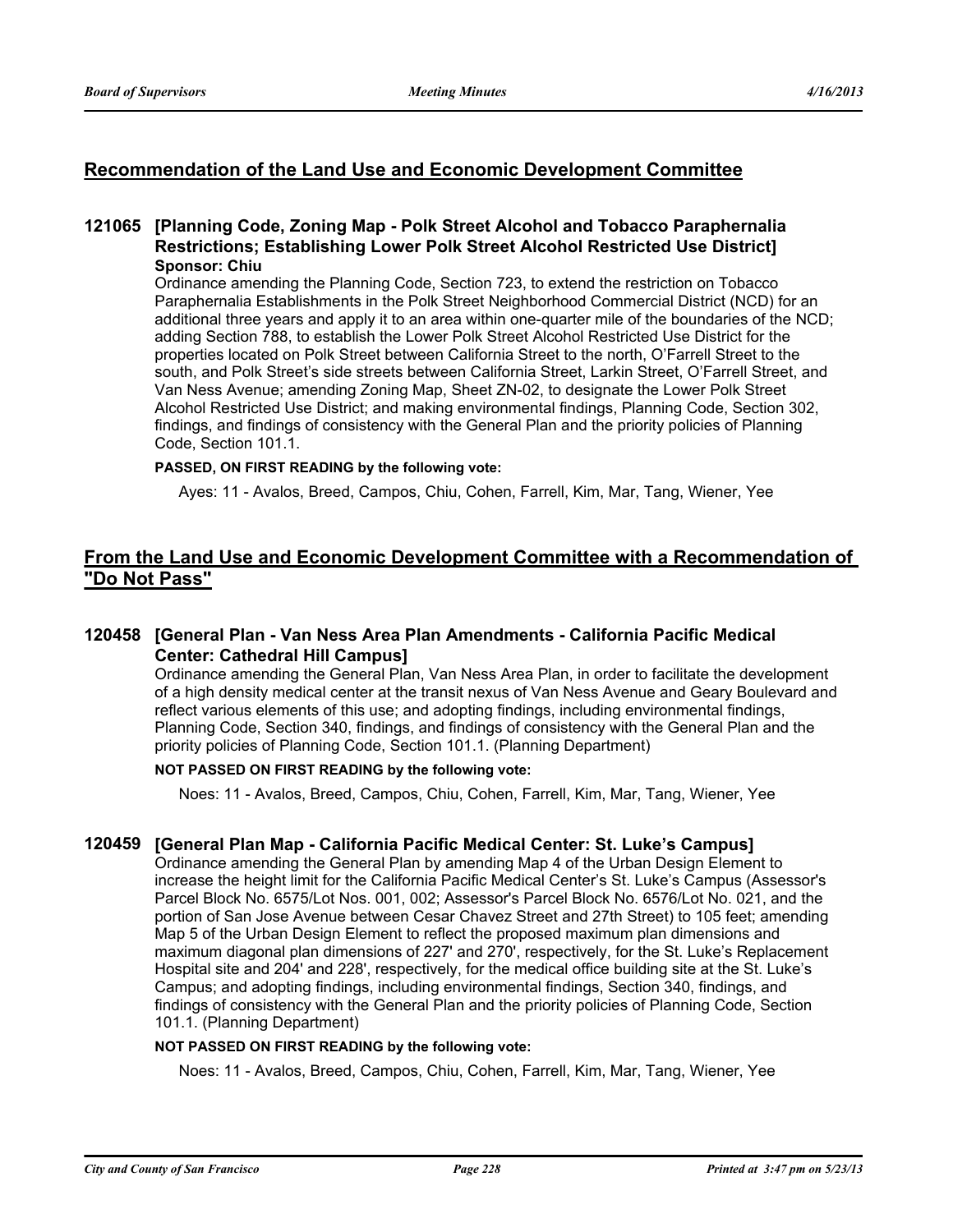## Recommendation of the Land Use and Economic Development Committee

### 121065 [Planning Code, Zoning Map - Polk Street Alcohol and Tobacco Paraphernalia Restrictions; Establishing Lower Polk Street Alcohol Restricted Use District]

**Sponsor: Chiu**

Ordinance amending the Planning Code, Section 723, to extend the restriction on Tobacco Paraphernalia Establishments in the Polk Street Neighborhood Commercial District (NCD) for an additional three years and apply it to an area within one-quarter mile of the boundaries of the NCD; adding Section 788, to establish the Lower Polk Street Alcohol Restricted Use District for the properties located on Polk Street between California Street to the north, O'Farrell Street to the south, and Polk Street's side streets between California Street, Larkin Street, O'Farrell Street, and Van Ness Avenue; amending Zoning Map, Sheet ZN-02, to designate the Lower Polk Street Alcohol Restricted Use District; and making environmental findings, Planning Code, Section 302, findings, and findings of consistency with the General Plan and the priority policies of Planning Code, Section 101.1.

**PASSED, ON FIRST READING by the following vote:**

Ayes: 11 - Avalos, Breed, Campos, Chiu, Cohen, Farrell, Kim, Mar, Tang, Wiener, Yee

## From the Land Use and Economic Development Committee with a Recommendation of "Do Not Pass"

### 120458 [General Plan - Van Ness Area Plan Amendments - California Pacific Medical Center: Cathedral Hill Campus]

Ordinance amending the General Plan, Van Ness Area Plan, in order to facilitate the development of a high density medical center at the transit nexus of Van Ness Avenue and Geary Boulevard and reflect various elements of this use; and adopting findings, including environmental findings, Planning Code, Section 340, findings, and findings of consistency with the General Plan and the priority policies of Planning Code, Section 101.1. (Planning Department)

**NOT PASSED ON FIRST READING by the following vote:**

Noes: 11 - Avalos, Breed, Campos, Chiu, Cohen, Farrell, Kim, Mar, Tang, Wiener, Yee

### 120459 [General Plan Map - California Pacific Medical Center: St. Luke's Campus]

Ordinance amending the General Plan by amending Map 4 of the Urban Design Element to increase the height limit for the California Pacific Medical Center's St. Luke's Campus (Assessor's Parcel Block No. 6575/Lot Nos. 001, 002; Assessor's Parcel Block No. 6576/Lot No. 021, and the portion of San Jose Avenue between Cesar Chavez Street and 27th Street) to 105 feet; amending Map 5 of the Urban Design Element to reflect the proposed maximum plan dimensions and maximum diagonal plan dimensions of 227' and 270', respectively, for the St. Luke's Replacement Hospital site and 204' and 228', respectively, for the medical office building site at the St. Luke's Campus; and adopting findings, including environmental findings, Section 340, findings, and findings of consistency with the General Plan and the priority policies of Planning Code, Section 101.1. (Planning Department)

**NOT PASSED ON FIRST READING by the following vote:**

Noes: 11 - Avalos, Breed, Campos, Chiu, Cohen, Farrell, Kim, Mar, Tang, Wiener, Yee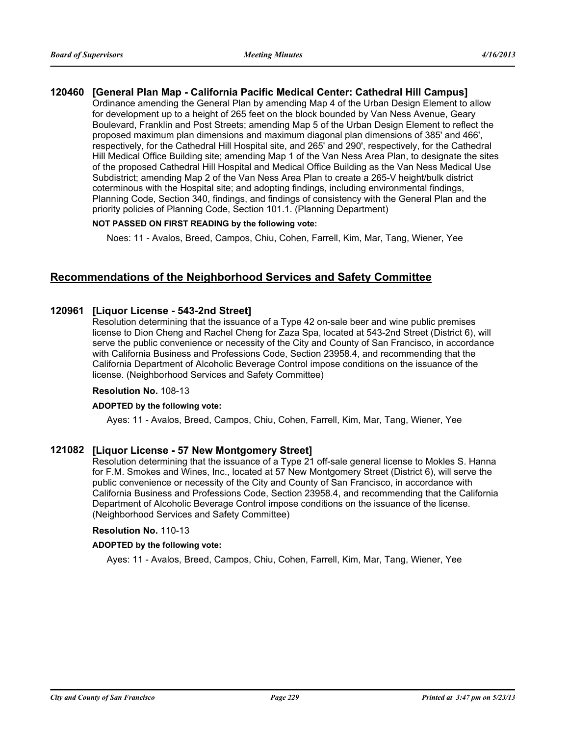### 120460 [General Plan Map - California Pacific Medical Center: Cathedral Hill Campus]

Ordinance amending the General Plan by amending Map 4 of the Urban Design Element to allow for development up to a height of 265 feet on the block bounded by Van Ness Avenue, Geary Boulevard, Franklin and Post Streets; amending Map 5 of the Urban Design Element to reflect the proposed maximum plan dimensions and maximum diagonal plan dimensions of 385' and 466', respectively, for the Cathedral Hill Hospital site, and 265' and 290', respectively, for the Cathedral Hill Medical Office Building site; amending Map 1 of the Van Ness Area Plan, to designate the sites of the proposed Cathedral Hill Hospital and Medical Office Building as the Van Ness Medical Use Subdistrict; amending Map 2 of the Van Ness Area Plan to create a 265-V height/bulk district coterminous with the Hospital site; and adopting findings, including environmental findings, Planning Code, Section 340, findings, and findings of consistency with the General Plan and the priority policies of Planning Code, Section 101.1. (Planning Department)

**NOT PASSED ON FIRST READING by the following vote:**

Noes: 11 - Avalos, Breed, Campos, Chiu, Cohen, Farrell, Kim, Mar, Tang, Wiener, Yee

## Recommendations of the Neighborhood Services and Safety Committee

### 120961 [Liquor License - 543-2nd Street]

Resolution determining that the issuance of a Type 42 on-sale beer and wine public premises license to Dion Cheng and Rachel Cheng for Zaza Spa, located at 543-2nd Street (District 6), will serve the public convenience or necessity of the City and County of San Francisco, in accordance with California Business and Professions Code, Section 23958.4, and recommending that the California Department of Alcoholic Beverage Control impose conditions on the issuance of the license. (Neighborhood Services and Safety Committee)

**Resolution No.** 108-13

**ADOPTED by the following vote:**

Ayes: 11 - Avalos, Breed, Campos, Chiu, Cohen, Farrell, Kim, Mar, Tang, Wiener, Yee

### 121082 [Liquor License - 57 New Montgomery Street]

Resolution determining that the issuance of a Type 21 off-sale general license to Mokles S. Hanna for F.M. Smokes and Wines, Inc., located at 57 New Montgomery Street (District 6), will serve the public convenience or necessity of the City and County of San Francisco, in accordance with California Business and Professions Code, Section 23958.4, and recommending that the California Department of Alcoholic Beverage Control impose conditions on the issuance of the license. (Neighborhood Services and Safety Committee)

**Resolution No.** 110-13

**ADOPTED by the following vote:**

Ayes: 11 - Avalos, Breed, Campos, Chiu, Cohen, Farrell, Kim, Mar, Tang, Wiener, Yee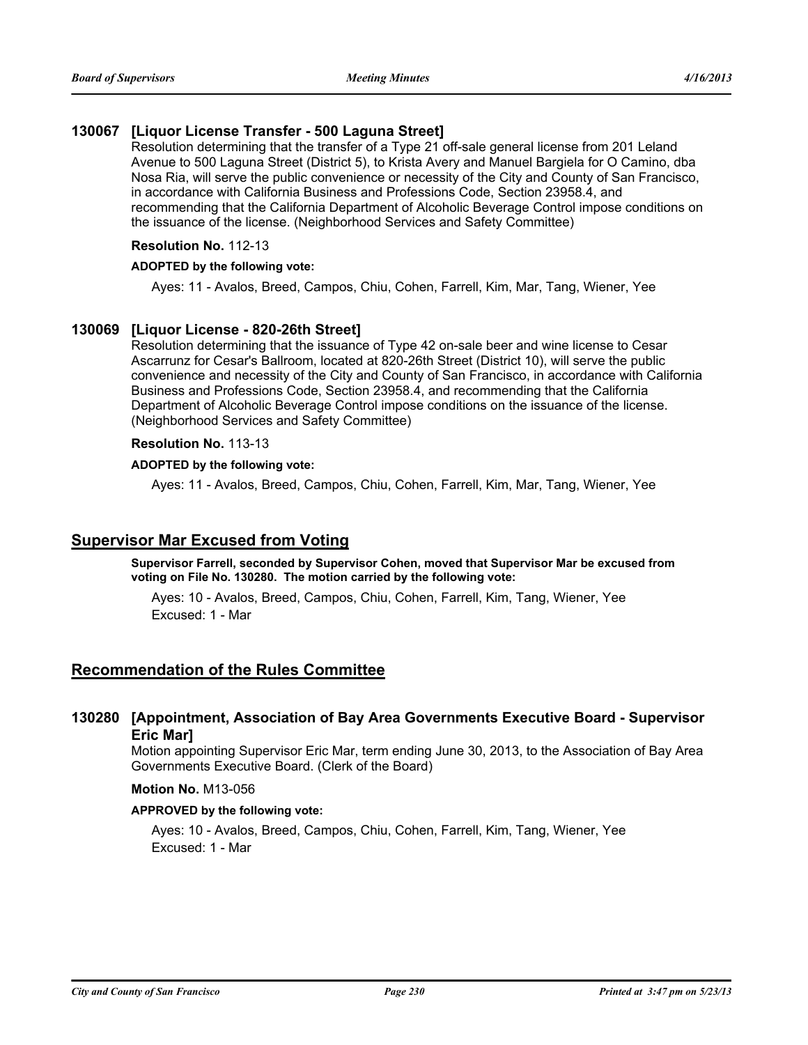### 130067 [Liquor License Transfer - 500 Laguna Street]

Resolution determining that the transfer of a Type 21 off-sale general license from 201 Leland Avenue to 500 Laguna Street (District 5), to Krista Avery and Manuel Bargiela for O Camino, dba Nosa Ria, will serve the public convenience or necessity of the City and County of San Francisco, in accordance with California Business and Professions Code, Section 23958.4, and recommending that the California Department of Alcoholic Beverage Control impose conditions on the issuance of the license. (Neighborhood Services and Safety Committee)

**Resolution No.** 112-13

**ADOPTED by the following vote:**

Ayes: 11 - Avalos, Breed, Campos, Chiu, Cohen, Farrell, Kim, Mar, Tang, Wiener, Yee

### 130069 [Liquor License - 820-26th Street]

Resolution determining that the issuance of Type 42 on-sale beer and wine license to Cesar Ascarrunz for Cesar's Ballroom, located at 820-26th Street (District 10), will serve the public convenience and necessity of the City and County of San Francisco, in accordance with California Business and Professions Code, Section 23958.4, and recommending that the California Department of Alcoholic Beverage Control impose conditions on the issuance of the license. (Neighborhood Services and Safety Committee)

**Resolution No.** 113-13

**ADOPTED by the following vote:**

Ayes: 11 - Avalos, Breed, Campos, Chiu, Cohen, Farrell, Kim, Mar, Tang, Wiener, Yee

## Supervisor Mar Excused from Voting

**Supervisor Farrell, seconded by Supervisor Cohen, moved that Supervisor Mar be excused from voting on File No. 130280. The motion carried by the following vote:**

Ayes: 10 - Avalos, Breed, Campos, Chiu, Cohen, Farrell, Kim, Tang, Wiener, Yee
Excused: 1 - Mar

## Recommendation of the Rules Committee

### 130280 [Appointment, Association of Bay Area Governments Executive Board - Supervisor Eric Mar]

Motion appointing Supervisor Eric Mar, term ending June 30, 2013, to the Association of Bay Area Governments Executive Board. (Clerk of the Board)

**Motion No.** M13-056

**APPROVED by the following vote:**

Ayes: 10 - Avalos, Breed, Campos, Chiu, Cohen, Farrell, Kim, Tang, Wiener, Yee
Excused: 1 - Mar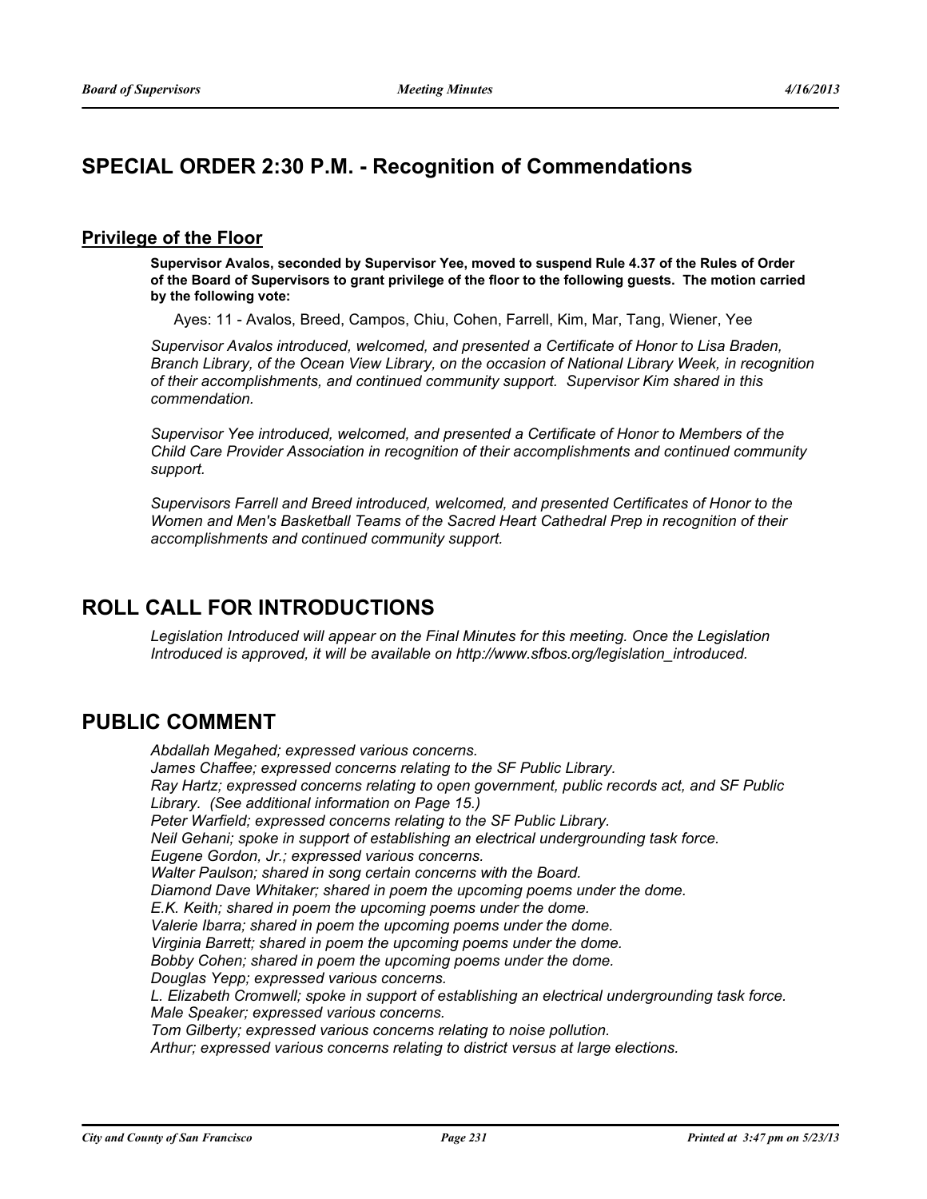## SPECIAL ORDER 2:30 P.M. - Recognition of Commendations

### Privilege of the Floor

**Supervisor Avalos, seconded by Supervisor Yee, moved to suspend Rule 4.37 of the Rules of Order of the Board of Supervisors to grant privilege of the floor to the following guests. The motion carried by the following vote:**

Ayes: 11 - Avalos, Breed, Campos, Chiu, Cohen, Farrell, Kim, Mar, Tang, Wiener, Yee

*Supervisor Avalos introduced, welcomed, and presented a Certificate of Honor to Lisa Braden, Branch Library, of the Ocean View Library, on the occasion of National Library Week, in recognition of their accomplishments, and continued community support. Supervisor Kim shared in this commendation.*

*Supervisor Yee introduced, welcomed, and presented a Certificate of Honor to Members of the Child Care Provider Association in recognition of their accomplishments and continued community support.*

*Supervisors Farrell and Breed introduced, welcomed, and presented Certificates of Honor to the Women and Men's Basketball Teams of the Sacred Heart Cathedral Prep in recognition of their accomplishments and continued community support.*

## ROLL CALL FOR INTRODUCTIONS

*Legislation Introduced will appear on the Final Minutes for this meeting. Once the Legislation Introduced is approved, it will be available on http://www.sfbos.org/legislation_introduced.*

## PUBLIC COMMENT

*Abdallah Megahed; expressed various concerns.*
*James Chaffee; expressed concerns relating to the SF Public Library.*
*Ray Hartz; expressed concerns relating to open government, public records act, and SF Public Library. (See additional information on Page 15.)*
*Peter Warfield; expressed concerns relating to the SF Public Library.*
*Neil Gehani; spoke in support of establishing an electrical undergrounding task force.*
*Eugene Gordon, Jr.; expressed various concerns.*
*Walter Paulson; shared in song certain concerns with the Board.*
*Diamond Dave Whitaker; shared in poem the upcoming poems under the dome.*
*E.K. Keith; shared in poem the upcoming poems under the dome.*
*Valerie Ibarra; shared in poem the upcoming poems under the dome.*
*Virginia Barrett; shared in poem the upcoming poems under the dome.*
*Bobby Cohen; shared in poem the upcoming poems under the dome.*
*Douglas Yepp; expressed various concerns.*
*L. Elizabeth Cromwell; spoke in support of establishing an electrical undergrounding task force.*
*Male Speaker; expressed various concerns.*
*Tom Gilberty; expressed various concerns relating to noise pollution.*
*Arthur; expressed various concerns relating to district versus at large elections.*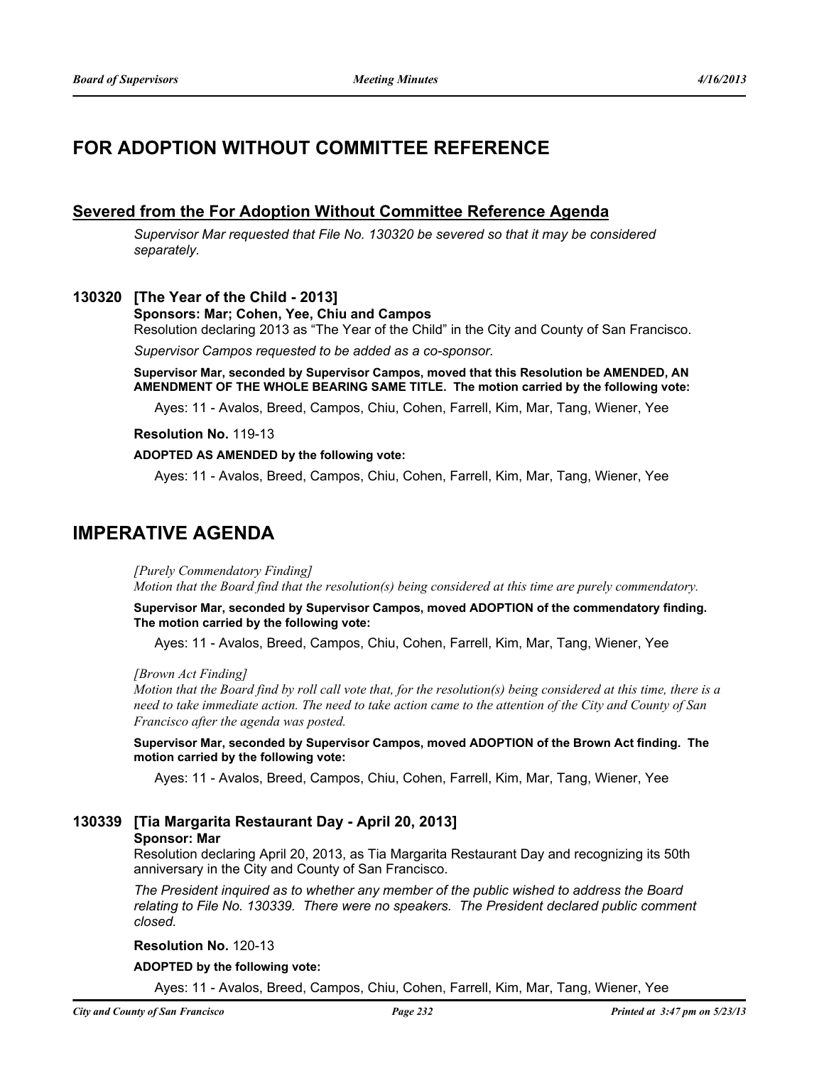# FOR ADOPTION WITHOUT COMMITTEE REFERENCE

## Severed from the For Adoption Without Committee Reference Agenda

*Supervisor Mar requested that File No. 130320 be severed so that it may be considered separately.*

### 130320 [The Year of the Child - 2013]

**Sponsors: Mar; Cohen, Yee, Chiu and Campos**

Resolution declaring 2013 as "The Year of the Child" in the City and County of San Francisco.

*Supervisor Campos requested to be added as a co-sponsor.*

**Supervisor Mar, seconded by Supervisor Campos, moved that this Resolution be AMENDED, AN AMENDMENT OF THE WHOLE BEARING SAME TITLE. The motion carried by the following vote:**

Ayes: 11 - Avalos, Breed, Campos, Chiu, Cohen, Farrell, Kim, Mar, Tang, Wiener, Yee

**Resolution No.** 119-13

**ADOPTED AS AMENDED by the following vote:**

Ayes: 11 - Avalos, Breed, Campos, Chiu, Cohen, Farrell, Kim, Mar, Tang, Wiener, Yee

# IMPERATIVE AGENDA

*[Purely Commendatory Finding]*

*Motion that the Board find that the resolution(s) being considered at this time are purely commendatory.*

**Supervisor Mar, seconded by Supervisor Campos, moved ADOPTION of the commendatory finding. The motion carried by the following vote:**

Ayes: 11 - Avalos, Breed, Campos, Chiu, Cohen, Farrell, Kim, Mar, Tang, Wiener, Yee

*[Brown Act Finding]*

*Motion that the Board find by roll call vote that, for the resolution(s) being considered at this time, there is a need to take immediate action. The need to take action came to the attention of the City and County of San Francisco after the agenda was posted.*

**Supervisor Mar, seconded by Supervisor Campos, moved ADOPTION of the Brown Act finding. The motion carried by the following vote:**

Ayes: 11 - Avalos, Breed, Campos, Chiu, Cohen, Farrell, Kim, Mar, Tang, Wiener, Yee

### 130339 [Tia Margarita Restaurant Day - April 20, 2013]

**Sponsor: Mar**

Resolution declaring April 20, 2013, as Tia Margarita Restaurant Day and recognizing its 50th anniversary in the City and County of San Francisco.

*The President inquired as to whether any member of the public wished to address the Board relating to File No. 130339. There were no speakers. The President declared public comment closed.*

**Resolution No.** 120-13

**ADOPTED by the following vote:**

Ayes: 11 - Avalos, Breed, Campos, Chiu, Cohen, Farrell, Kim, Mar, Tang, Wiener, Yee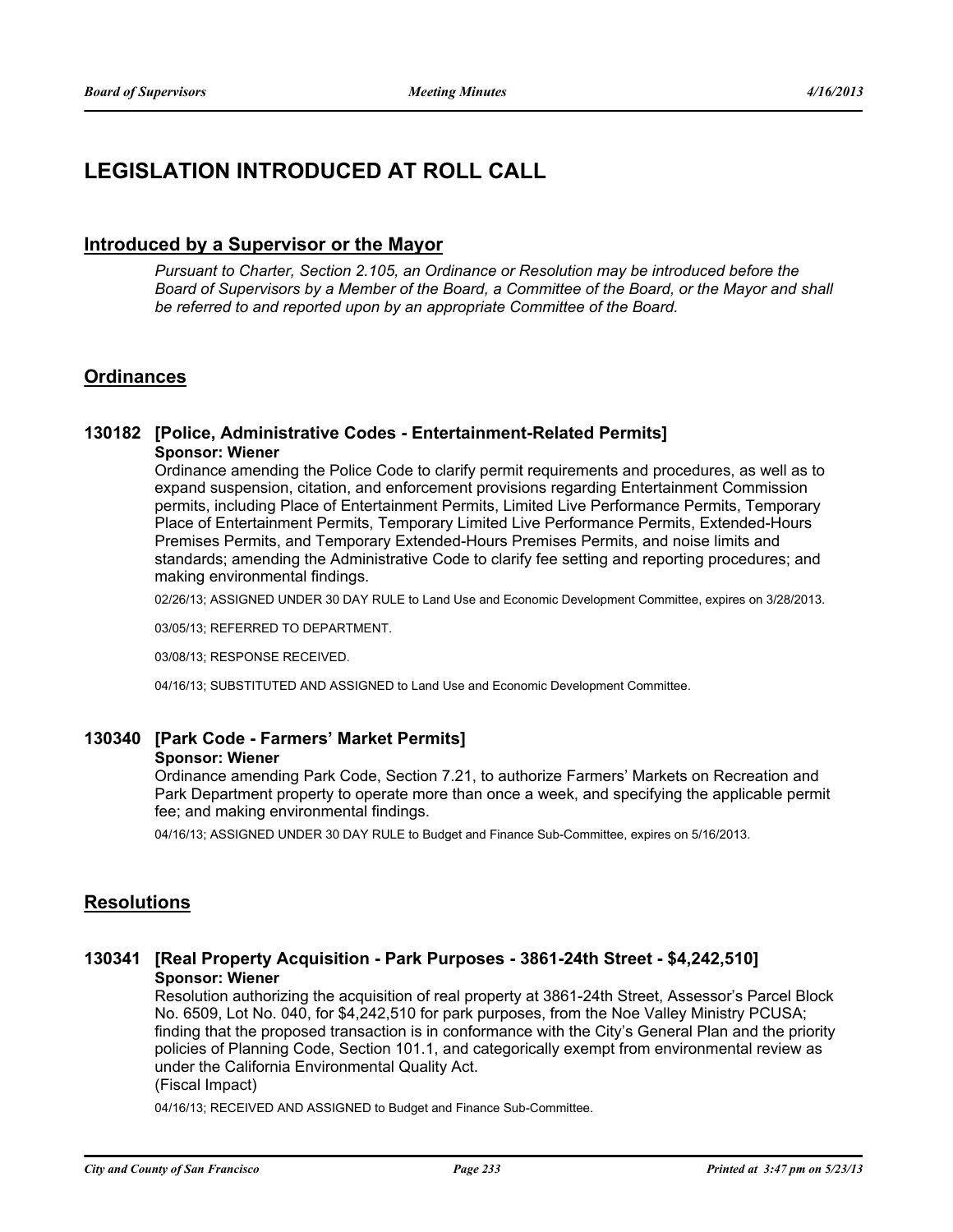# LEGISLATION INTRODUCED AT ROLL CALL

## Introduced by a Supervisor or the Mayor

*Pursuant to Charter, Section 2.105, an Ordinance or Resolution may be introduced before the Board of Supervisors by a Member of the Board, a Committee of the Board, or the Mayor and shall be referred to and reported upon by an appropriate Committee of the Board.*

## Ordinances

### 130182 [Police, Administrative Codes - Entertainment-Related Permits]

**Sponsor: Wiener**

Ordinance amending the Police Code to clarify permit requirements and procedures, as well as to expand suspension, citation, and enforcement provisions regarding Entertainment Commission permits, including Place of Entertainment Permits, Limited Live Performance Permits, Temporary Place of Entertainment Permits, Temporary Limited Live Performance Permits, Extended-Hours Premises Permits, and Temporary Extended-Hours Premises Permits, and noise limits and standards; amending the Administrative Code to clarify fee setting and reporting procedures; and making environmental findings.

02/26/13; ASSIGNED UNDER 30 DAY RULE to Land Use and Economic Development Committee, expires on 3/28/2013.

03/05/13; REFERRED TO DEPARTMENT.

03/08/13; RESPONSE RECEIVED.

04/16/13; SUBSTITUTED AND ASSIGNED to Land Use and Economic Development Committee.

### 130340 [Park Code - Farmers' Market Permits]

**Sponsor: Wiener**

Ordinance amending Park Code, Section 7.21, to authorize Farmers' Markets on Recreation and Park Department property to operate more than once a week, and specifying the applicable permit fee; and making environmental findings.

04/16/13; ASSIGNED UNDER 30 DAY RULE to Budget and Finance Sub-Committee, expires on 5/16/2013.

## Resolutions

### 130341 [Real Property Acquisition - Park Purposes - 3861-24th Street - $4,242,510]

**Sponsor: Wiener**

Resolution authorizing the acquisition of real property at 3861-24th Street, Assessor's Parcel Block No. 6509, Lot No. 040, for $4,242,510 for park purposes, from the Noe Valley Ministry PCUSA; finding that the proposed transaction is in conformance with the City's General Plan and the priority policies of Planning Code, Section 101.1, and categorically exempt from environmental review as under the California Environmental Quality Act.
(Fiscal Impact)

04/16/13; RECEIVED AND ASSIGNED to Budget and Finance Sub-Committee.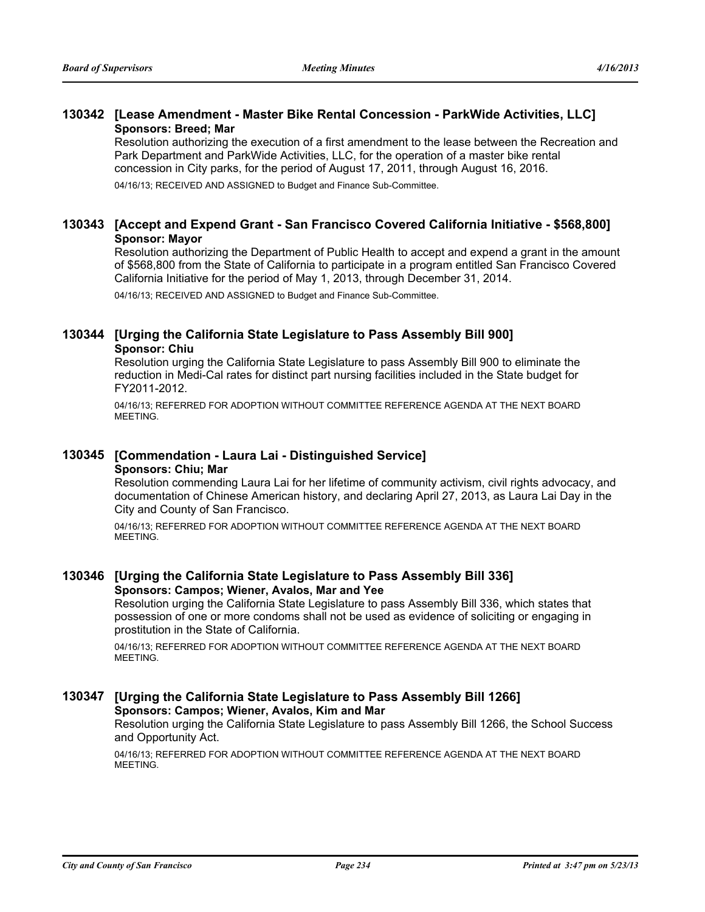### 130342 [Lease Amendment - Master Bike Rental Concession - ParkWide Activities, LLC]

**Sponsors: Breed; Mar**

Resolution authorizing the execution of a first amendment to the lease between the Recreation and Park Department and ParkWide Activities, LLC, for the operation of a master bike rental concession in City parks, for the period of August 17, 2011, through August 16, 2016.

04/16/13; RECEIVED AND ASSIGNED to Budget and Finance Sub-Committee.

### 130343 [Accept and Expend Grant - San Francisco Covered California Initiative - $568,800]

**Sponsor: Mayor**

Resolution authorizing the Department of Public Health to accept and expend a grant in the amount of $568,800 from the State of California to participate in a program entitled San Francisco Covered California Initiative for the period of May 1, 2013, through December 31, 2014.

04/16/13; RECEIVED AND ASSIGNED to Budget and Finance Sub-Committee.

### 130344 [Urging the California State Legislature to Pass Assembly Bill 900]

**Sponsor: Chiu**

Resolution urging the California State Legislature to pass Assembly Bill 900 to eliminate the reduction in Medi-Cal rates for distinct part nursing facilities included in the State budget for FY2011-2012.

04/16/13; REFERRED FOR ADOPTION WITHOUT COMMITTEE REFERENCE AGENDA AT THE NEXT BOARD MEETING.

### 130345 [Commendation - Laura Lai - Distinguished Service]

**Sponsors: Chiu; Mar**

Resolution commending Laura Lai for her lifetime of community activism, civil rights advocacy, and documentation of Chinese American history, and declaring April 27, 2013, as Laura Lai Day in the City and County of San Francisco.

04/16/13; REFERRED FOR ADOPTION WITHOUT COMMITTEE REFERENCE AGENDA AT THE NEXT BOARD MEETING.

### 130346 [Urging the California State Legislature to Pass Assembly Bill 336]

**Sponsors: Campos; Wiener, Avalos, Mar and Yee**

Resolution urging the California State Legislature to pass Assembly Bill 336, which states that possession of one or more condoms shall not be used as evidence of soliciting or engaging in prostitution in the State of California.

04/16/13; REFERRED FOR ADOPTION WITHOUT COMMITTEE REFERENCE AGENDA AT THE NEXT BOARD MEETING.

### 130347 [Urging the California State Legislature to Pass Assembly Bill 1266]

**Sponsors: Campos; Wiener, Avalos, Kim and Mar**

Resolution urging the California State Legislature to pass Assembly Bill 1266, the School Success and Opportunity Act.

04/16/13; REFERRED FOR ADOPTION WITHOUT COMMITTEE REFERENCE AGENDA AT THE NEXT BOARD MEETING.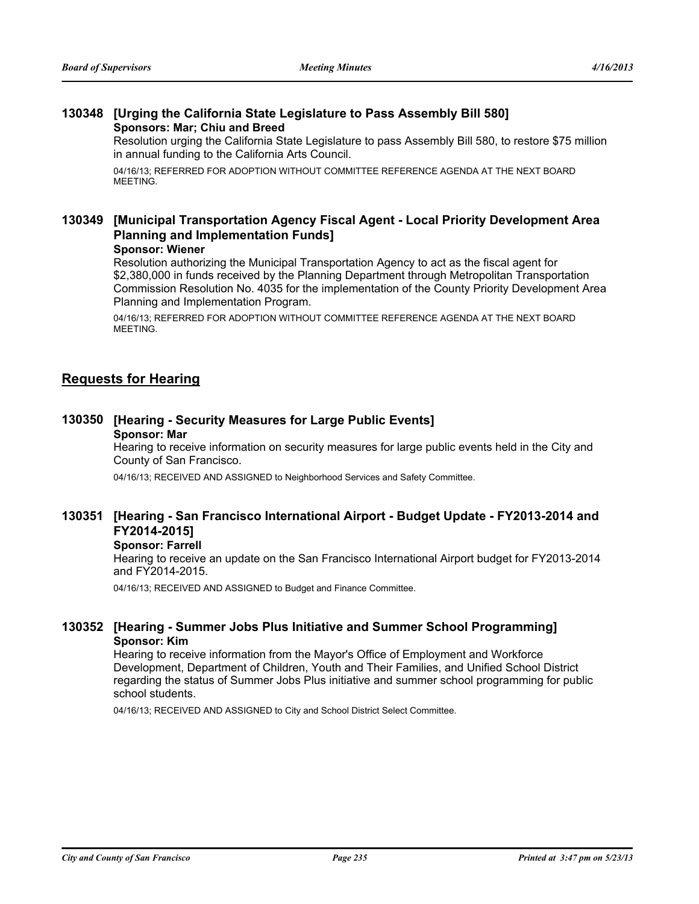### 130348 [Urging the California State Legislature to Pass Assembly Bill 580]

**Sponsors: Mar; Chiu and Breed**

Resolution urging the California State Legislature to pass Assembly Bill 580, to restore $75 million in annual funding to the California Arts Council.

04/16/13; REFERRED FOR ADOPTION WITHOUT COMMITTEE REFERENCE AGENDA AT THE NEXT BOARD MEETING.

### 130349 [Municipal Transportation Agency Fiscal Agent - Local Priority Development Area Planning and Implementation Funds]

**Sponsor: Wiener**

Resolution authorizing the Municipal Transportation Agency to act as the fiscal agent for $2,380,000 in funds received by the Planning Department through Metropolitan Transportation Commission Resolution No. 4035 for the implementation of the County Priority Development Area Planning and Implementation Program.

04/16/13; REFERRED FOR ADOPTION WITHOUT COMMITTEE REFERENCE AGENDA AT THE NEXT BOARD MEETING.

## Requests for Hearing

### 130350 [Hearing - Security Measures for Large Public Events]

**Sponsor: Mar**

Hearing to receive information on security measures for large public events held in the City and County of San Francisco.

04/16/13; RECEIVED AND ASSIGNED to Neighborhood Services and Safety Committee.

### 130351 [Hearing - San Francisco International Airport - Budget Update - FY2013-2014 and FY2014-2015]

**Sponsor: Farrell**

Hearing to receive an update on the San Francisco International Airport budget for FY2013-2014 and FY2014-2015.

04/16/13; RECEIVED AND ASSIGNED to Budget and Finance Committee.

### 130352 [Hearing - Summer Jobs Plus Initiative and Summer School Programming]

**Sponsor: Kim**

Hearing to receive information from the Mayor's Office of Employment and Workforce Development, Department of Children, Youth and Their Families, and Unified School District regarding the status of Summer Jobs Plus initiative and summer school programming for public school students.

04/16/13; RECEIVED AND ASSIGNED to City and School District Select Committee.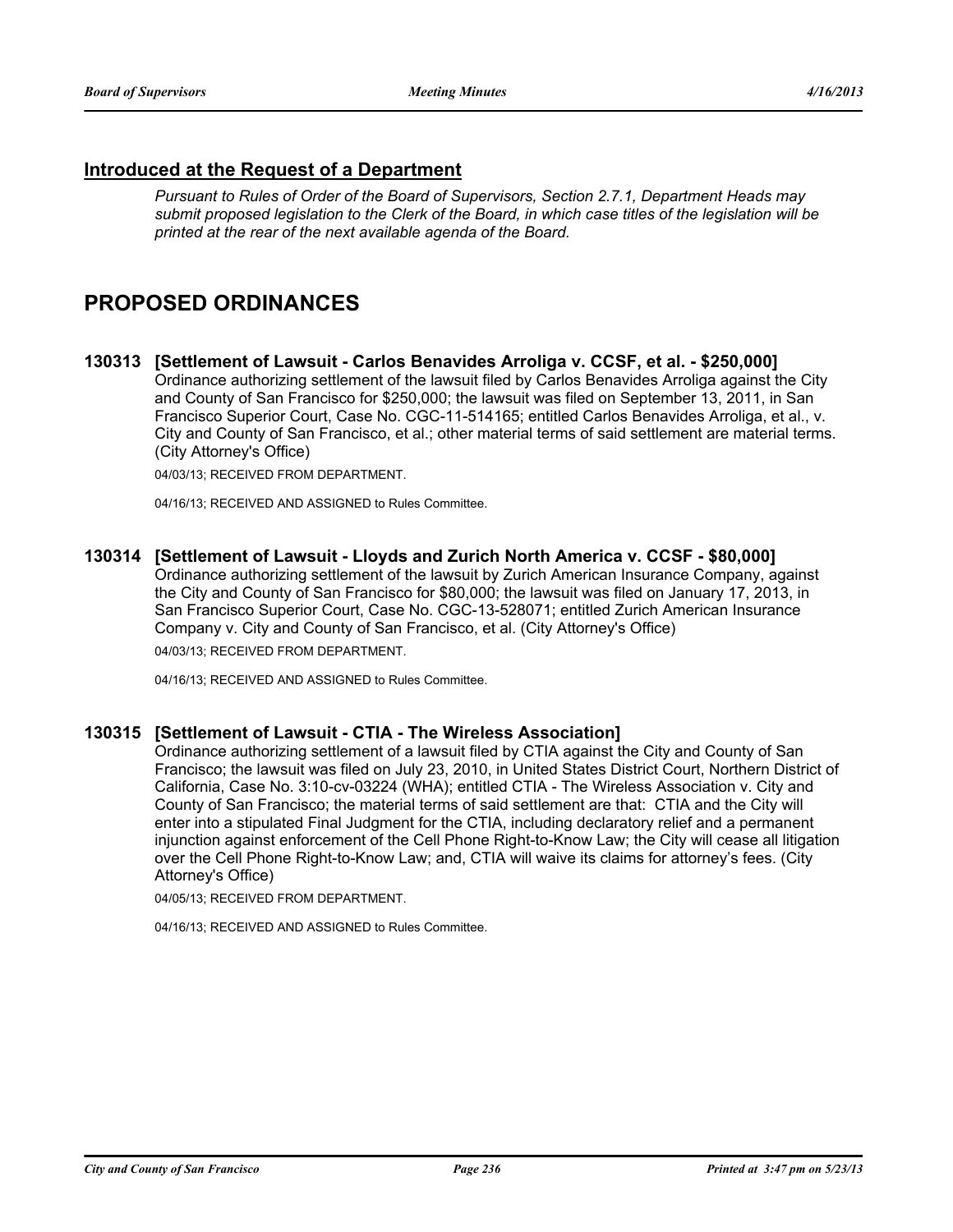## Introduced at the Request of a Department

*Pursuant to Rules of Order of the Board of Supervisors, Section 2.7.1, Department Heads may submit proposed legislation to the Clerk of the Board, in which case titles of the legislation will be printed at the rear of the next available agenda of the Board.*

# PROPOSED ORDINANCES

### 130313 [Settlement of Lawsuit - Carlos Benavides Arroliga v. CCSF, et al. - $250,000]

Ordinance authorizing settlement of the lawsuit filed by Carlos Benavides Arroliga against the City and County of San Francisco for $250,000; the lawsuit was filed on September 13, 2011, in San Francisco Superior Court, Case No. CGC-11-514165; entitled Carlos Benavides Arroliga, et al., v. City and County of San Francisco, et al.; other material terms of said settlement are material terms. (City Attorney's Office)

04/03/13; RECEIVED FROM DEPARTMENT.

04/16/13; RECEIVED AND ASSIGNED to Rules Committee.

### 130314 [Settlement of Lawsuit - Lloyds and Zurich North America v. CCSF - $80,000]

Ordinance authorizing settlement of the lawsuit by Zurich American Insurance Company, against the City and County of San Francisco for $80,000; the lawsuit was filed on January 17, 2013, in San Francisco Superior Court, Case No. CGC-13-528071; entitled Zurich American Insurance Company v. City and County of San Francisco, et al. (City Attorney's Office)

04/03/13; RECEIVED FROM DEPARTMENT.

04/16/13; RECEIVED AND ASSIGNED to Rules Committee.

### 130315 [Settlement of Lawsuit - CTIA - The Wireless Association]

Ordinance authorizing settlement of a lawsuit filed by CTIA against the City and County of San Francisco; the lawsuit was filed on July 23, 2010, in United States District Court, Northern District of California, Case No. 3:10-cv-03224 (WHA); entitled CTIA - The Wireless Association v. City and County of San Francisco; the material terms of said settlement are that: CTIA and the City will enter into a stipulated Final Judgment for the CTIA, including declaratory relief and a permanent injunction against enforcement of the Cell Phone Right-to-Know Law; the City will cease all litigation over the Cell Phone Right-to-Know Law; and, CTIA will waive its claims for attorney's fees. (City Attorney's Office)

04/05/13; RECEIVED FROM DEPARTMENT.

04/16/13; RECEIVED AND ASSIGNED to Rules Committee.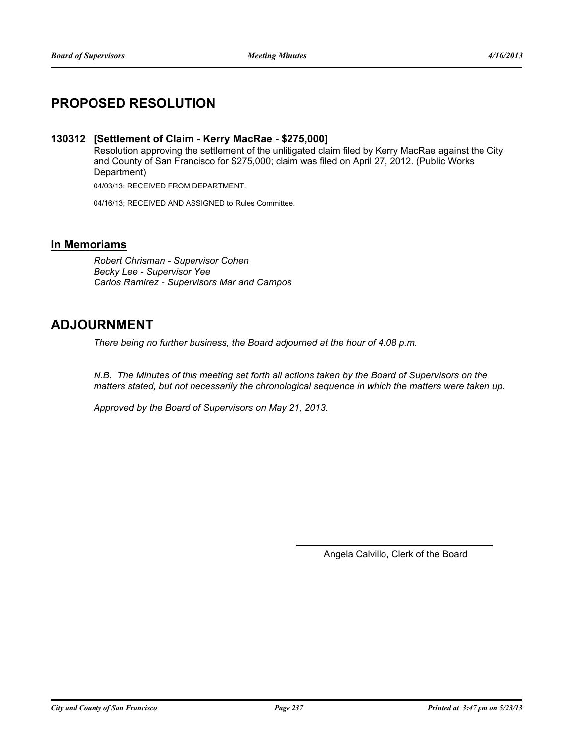## PROPOSED RESOLUTION

### 130312 [Settlement of Claim - Kerry MacRae - $275,000]

Resolution approving the settlement of the unlitigated claim filed by Kerry MacRae against the City and County of San Francisco for $275,000; claim was filed on April 27, 2012. (Public Works Department)

04/03/13; RECEIVED FROM DEPARTMENT.

04/16/13; RECEIVED AND ASSIGNED to Rules Committee.

### In Memoriams

*Robert Chrisman - Supervisor Cohen*
*Becky Lee - Supervisor Yee*
*Carlos Ramirez - Supervisors Mar and Campos*

## ADJOURNMENT

*There being no further business, the Board adjourned at the hour of 4:08 p.m.*

*N.B. The Minutes of this meeting set forth all actions taken by the Board of Supervisors on the matters stated, but not necessarily the chronological sequence in which the matters were taken up.*

*Approved by the Board of Supervisors on May 21, 2013.*

Angela Calvillo, Clerk of the Board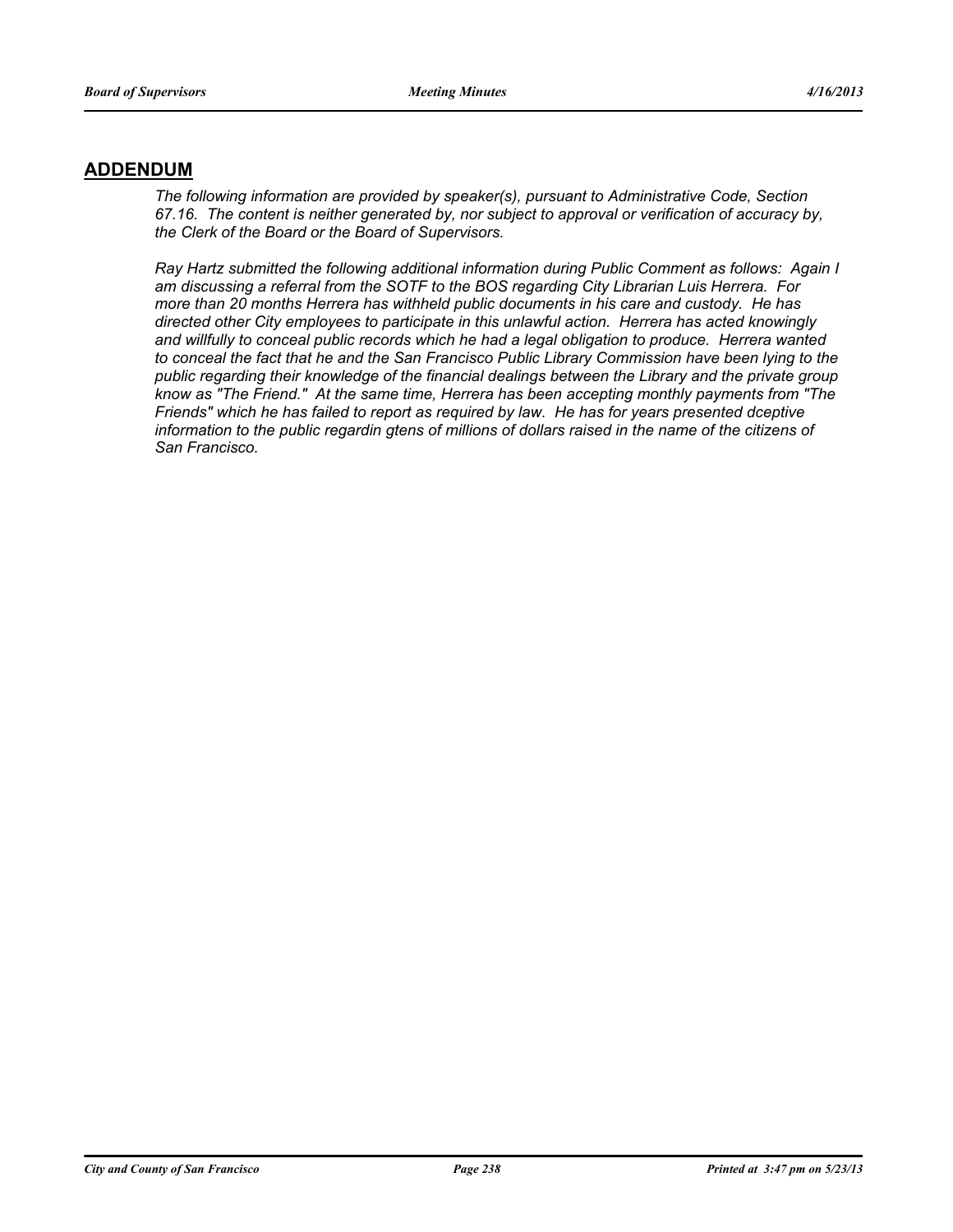## ADDENDUM

*The following information are provided by speaker(s), pursuant to Administrative Code, Section 67.16. The content is neither generated by, nor subject to approval or verification of accuracy by, the Clerk of the Board or the Board of Supervisors.*

*Ray Hartz submitted the following additional information during Public Comment as follows: Again I am discussing a referral from the SOTF to the BOS regarding City Librarian Luis Herrera. For more than 20 months Herrera has withheld public documents in his care and custody. He has directed other City employees to participate in this unlawful action. Herrera has acted knowingly and willfully to conceal public records which he had a legal obligation to produce. Herrera wanted to conceal the fact that he and the San Francisco Public Library Commission have been lying to the public regarding their knowledge of the financial dealings between the Library and the private group know as "The Friend." At the same time, Herrera has been accepting monthly payments from "The Friends" which he has failed to report as required by law. He has for years presented dceptive information to the public regardin gtens of millions of dollars raised in the name of the citizens of San Francisco.*